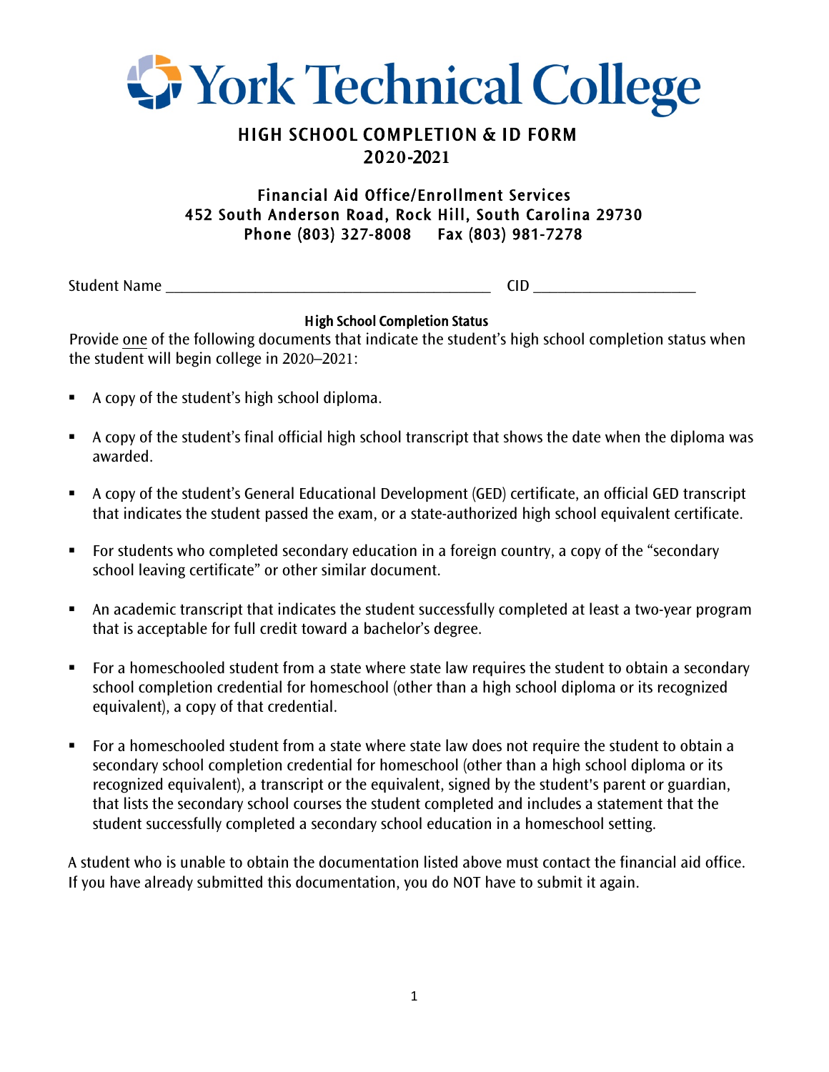# York Technical College

## HIGH SCHOOL COMPLETION & ID FORM
## 2020-2021

**Financial Aid Office/Enrollment Services**
**452 South Anderson Road, Rock Hill, South Carolina 29730**
**Phone (803) 327-8008 Fax (803) 981-7278**

Student Name ________________________________________ CID ____________________

**High School Completion Status**

Provide one of the following documents that indicate the student's high school completion status when the student will begin college in 2020–2021:

- A copy of the student's high school diploma.
- A copy of the student's final official high school transcript that shows the date when the diploma was awarded.
- A copy of the student's General Educational Development (GED) certificate, an official GED transcript that indicates the student passed the exam, or a state-authorized high school equivalent certificate.
- For students who completed secondary education in a foreign country, a copy of the "secondary school leaving certificate" or other similar document.
- An academic transcript that indicates the student successfully completed at least a two-year program that is acceptable for full credit toward a bachelor's degree.
- For a homeschooled student from a state where state law requires the student to obtain a secondary school completion credential for homeschool (other than a high school diploma or its recognized equivalent), a copy of that credential.
- For a homeschooled student from a state where state law does not require the student to obtain a secondary school completion credential for homeschool (other than a high school diploma or its recognized equivalent), a transcript or the equivalent, signed by the student's parent or guardian, that lists the secondary school courses the student completed and includes a statement that the student successfully completed a secondary school education in a homeschool setting.

A student who is unable to obtain the documentation listed above must contact the financial aid office. If you have already submitted this documentation, you do NOT have to submit it again.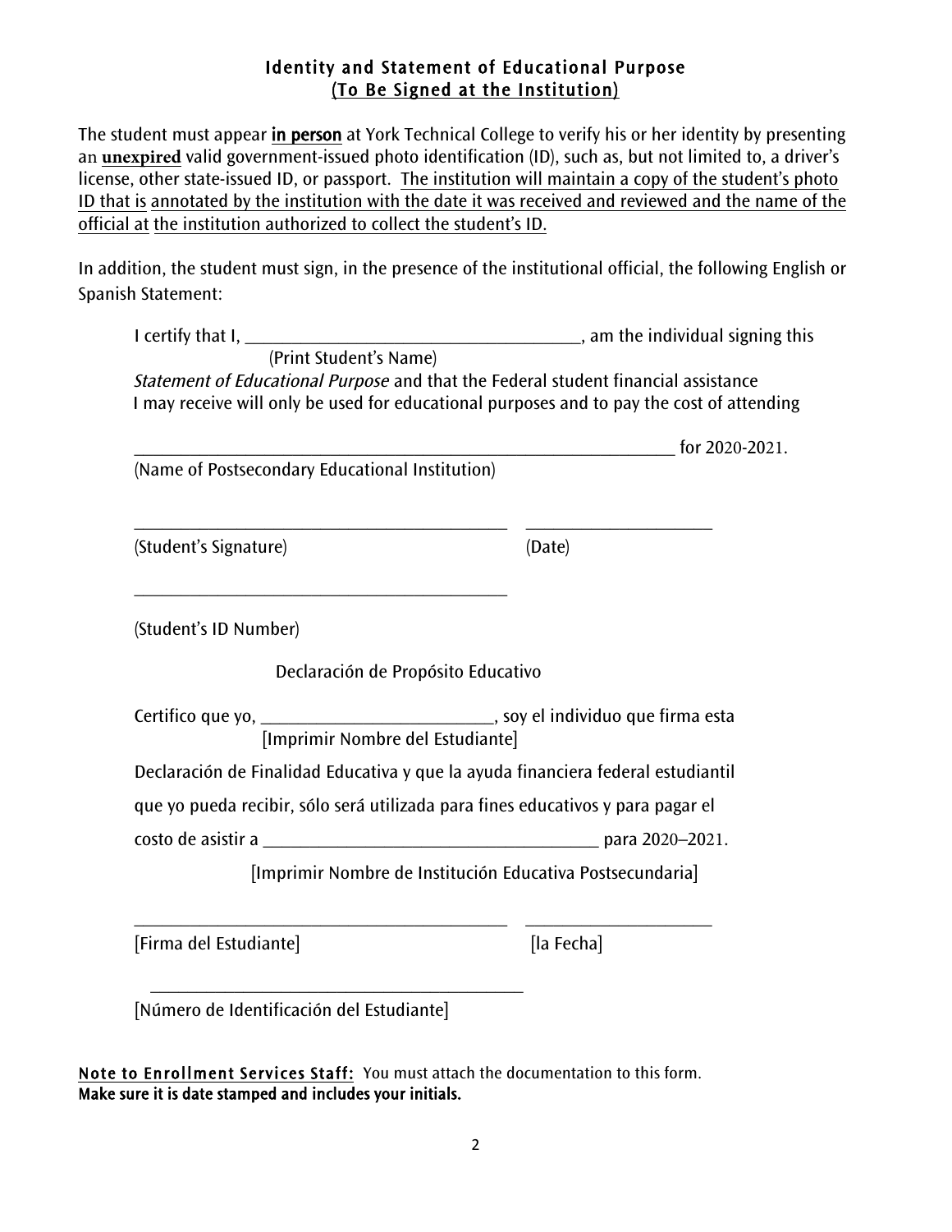## Identity and Statement of Educational Purpose
## (To Be Signed at the Institution)

The student must appear **in person** at York Technical College to verify his or her identity by presenting an **unexpired** valid government-issued photo identification (ID), such as, but not limited to, a driver's license, other state-issued ID, or passport. The institution will maintain a copy of the student's photo ID that is annotated by the institution with the date it was received and reviewed and the name of the official at the institution authorized to collect the student's ID.

In addition, the student must sign, in the presence of the institutional official, the following English or Spanish Statement:

I certify that I, ______________________________________, am the individual signing this
(Print Student's Name)
*Statement of Educational Purpose* and that the Federal student financial assistance I may receive will only be used for educational purposes and to pay the cost of attending

_________________________________________________________________ for 2020-2021.
(Name of Postsecondary Educational Institution)

____________________________________________ ______________________

(Student's Signature) (Date)

____________________________________________

(Student's ID Number)

Declaración de Propósito Educativo

Certifico que yo, __________________________, soy el individuo que firma esta
[Imprimir Nombre del Estudiante]

Declaración de Finalidad Educativa y que la ayuda financiera federal estudiantil

que yo pueda recibir, sólo será utilizada para fines educativos y para pagar el

costo de asistir a ______________________________________ para 2020–2021.

[Imprimir Nombre de Institución Educativa Postsecundaria]

____________________________________________ ______________________

[Firma del Estudiante] [la Fecha]

____________________________________________

[Número de Identificación del Estudiante]

**Note to Enrollment Services Staff:** You must attach the documentation to this form.
**Make sure it is date stamped and includes your initials.**